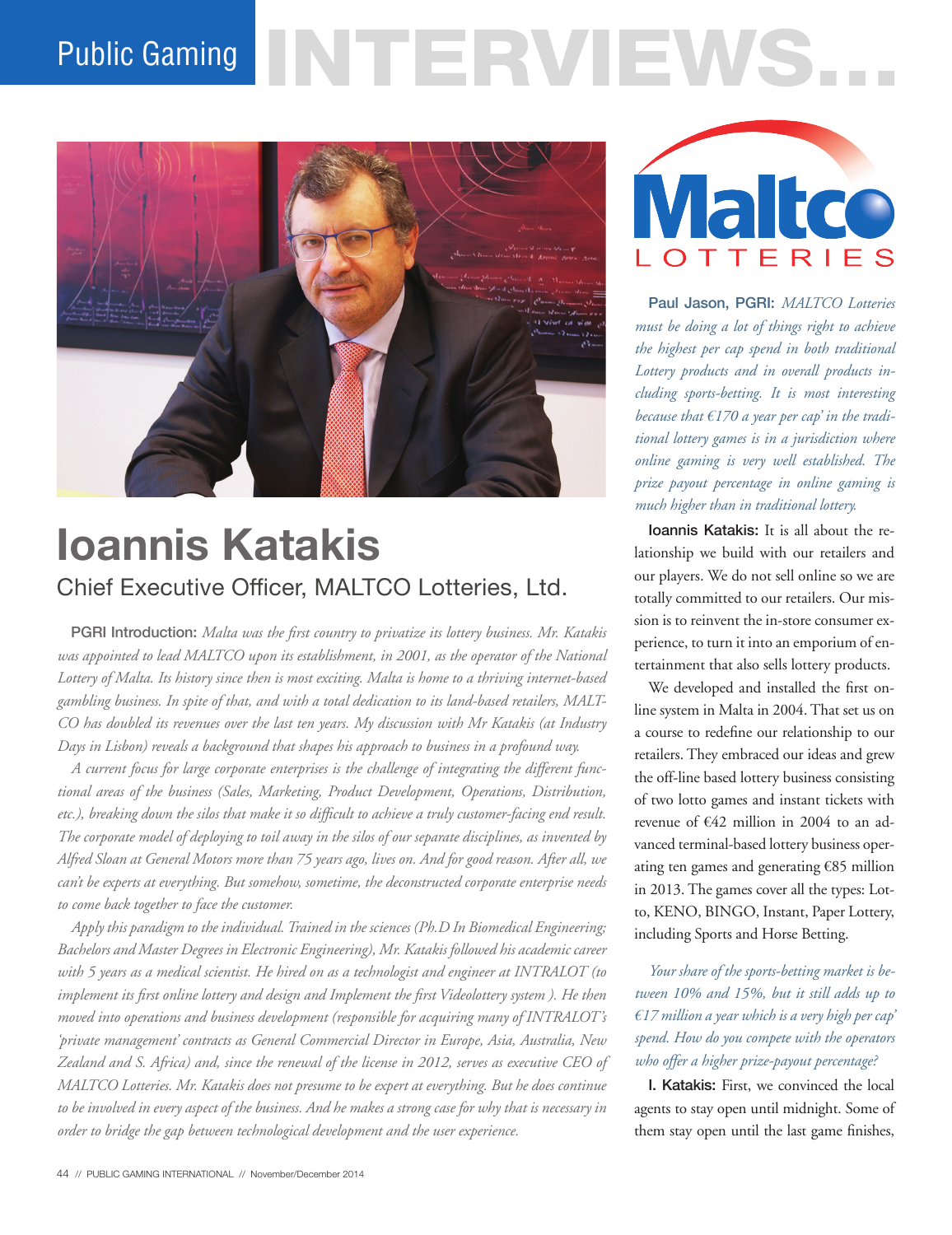# Public Gaming INTERVIEWS...

# Ioannis Katakis

## Chief Executive Officer, MALTCO Lotteries, Ltd.

**PGRI Introduction:** *Malta was the first country to privatize its lottery business. Mr. Katakis was appointed to lead MALTCO upon its establishment, in 2001, as the operator of the National Lottery of Malta. Its history since then is most exciting. Malta is home to a thriving internet-based gambling business. In spite of that, and with a total dedication to its land-based retailers, MALTCO has doubled its revenues over the last ten years. My discussion with Mr Katakis (at Industry Days in Lisbon) reveals a background that shapes his approach to business in a profound way.*

*A current focus for large corporate enterprises is the challenge of integrating the different functional areas of the business (Sales, Marketing, Product Development, Operations, Distribution, etc.), breaking down the silos that make it so difficult to achieve a truly customer-facing end result. The corporate model of deploying to toil away in the silos of our separate disciplines, as invented by Alfred Sloan at General Motors more than 75 years ago, lives on. And for good reason. After all, we can't be experts at everything. But somehow, sometime, the deconstructed corporate enterprise needs to come back together to face the customer.*

*Apply this paradigm to the individual. Trained in the sciences (Ph.D In Biomedical Engineering; Bachelors and Master Degrees in Electronic Engineering), Mr. Katakis followed his academic career with 5 years as a medical scientist. He hired on as a technologist and engineer at INTRALOT (to implement its first online lottery and design and Implement the first Videolottery system ). He then moved into operations and business development (responsible for acquiring many of INTRALOT's 'private management' contracts as General Commercial Director in Europe, Asia, Australia, New Zealand and S. Africa) and, since the renewal of the license in 2012, serves as executive CEO of MALTCO Lotteries. Mr. Katakis does not presume to be expert at everything. But he does continue to be involved in every aspect of the business. And he makes a strong case for why that is necessary in order to bridge the gap between technological development and the user experience.*

Maltco LOTTERIES

**Paul Jason, PGRI:** *MALTCO Lotteries must be doing a lot of things right to achieve the highest per cap spend in both traditional Lottery products and in overall products including sports-betting. It is most interesting because that €170 a year per cap' in the traditional lottery games is in a jurisdiction where online gaming is very well established. The prize payout percentage in online gaming is much higher than in traditional lottery.*

**Ioannis Katakis:** It is all about the relationship we build with our retailers and our players. We do not sell online so we are totally committed to our retailers. Our mission is to reinvent the in-store consumer experience, to turn it into an emporium of entertainment that also sells lottery products.

We developed and installed the first online system in Malta in 2004. That set us on a course to redefine our relationship to our retailers. They embraced our ideas and grew the off-line based lottery business consisting of two lotto games and instant tickets with revenue of €42 million in 2004 to an advanced terminal-based lottery business operating ten games and generating €85 million in 2013. The games cover all the types: Lotto, KENO, BINGO, Instant, Paper Lottery, including Sports and Horse Betting.

*Your share of the sports-betting market is between 10% and 15%, but it still adds up to €17 million a year which is a very high per cap' spend. How do you compete with the operators who offer a higher prize-payout percentage?*

**I. Katakis:** First, we convinced the local agents to stay open until midnight. Some of them stay open until the last game finishes,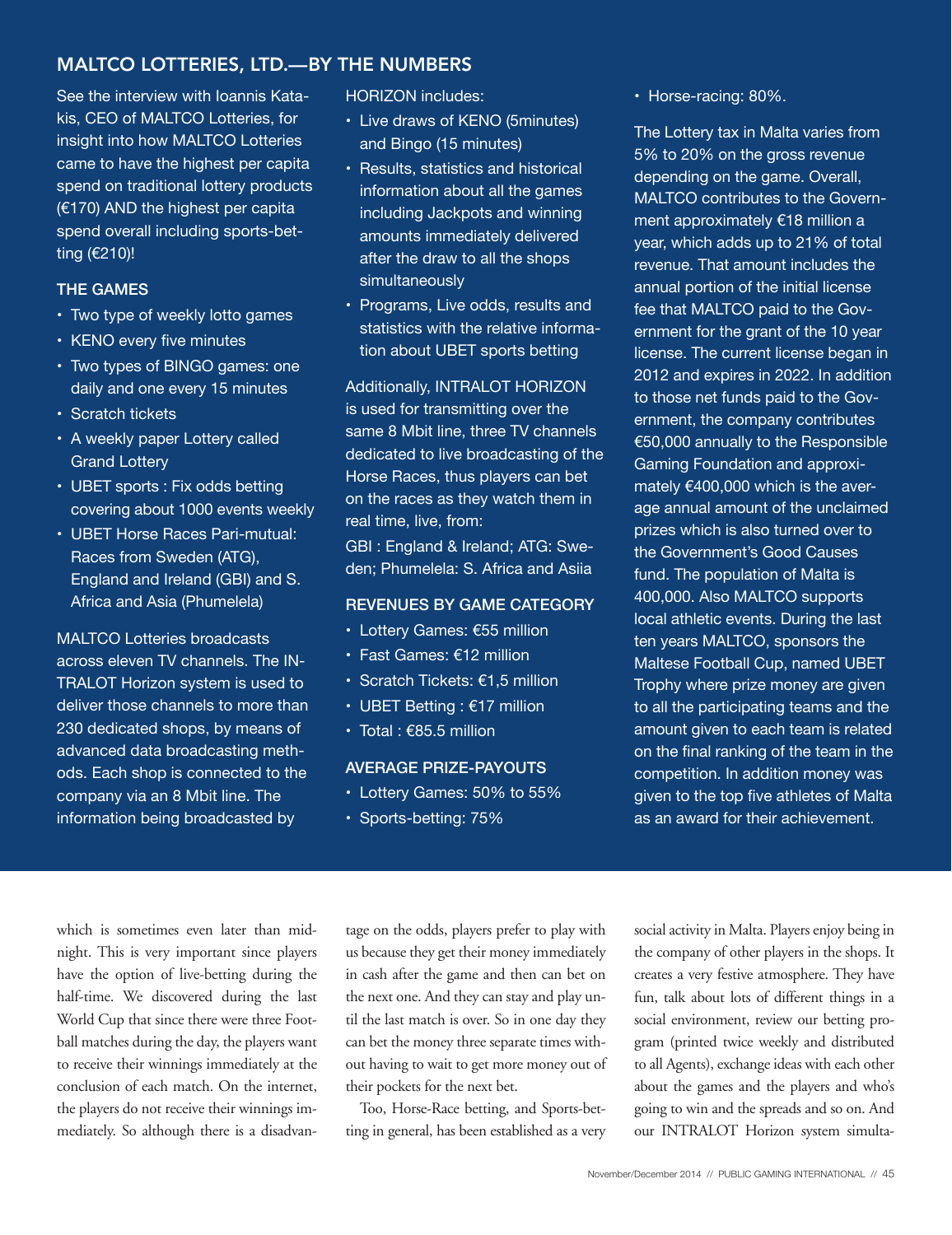## MALTCO LOTTERIES, LTD.—BY THE NUMBERS

See the interview with Ioannis Katakis, CEO of MALTCO Lotteries, for insight into how MALTCO Lotteries came to have the highest per capita spend on traditional lottery products (€170) AND the highest per capita spend overall including sports-betting (€210)!

### THE GAMES

- Two type of weekly lotto games
- KENO every five minutes
- Two types of BINGO games: one daily and one every 15 minutes
- Scratch tickets
- A weekly paper Lottery called Grand Lottery
- UBET sports : Fix odds betting covering about 1000 events weekly
- UBET Horse Races Pari-mutual: Races from Sweden (ATG), England and Ireland (GBI) and S. Africa and Asia (Phumelela)

MALTCO Lotteries broadcasts across eleven TV channels. The INTRALOT Horizon system is used to deliver those channels to more than 230 dedicated shops, by means of advanced data broadcasting methods. Each shop is connected to the company via an 8 Mbit line. The information being broadcasted by HORIZON includes:

- Live draws of KENO (5minutes) and Bingo (15 minutes)
- Results, statistics and historical information about all the games including Jackpots and winning amounts immediately delivered after the draw to all the shops simultaneously
- Programs, Live odds, results and statistics with the relative information about UBET sports betting

Additionally, INTRALOT HORIZON is used for transmitting over the same 8 Mbit line, three TV channels dedicated to live broadcasting of the Horse Races, thus players can bet on the races as they watch them in real time, live, from:

GBI : England & Ireland; ATG: Sweden; Phumelela: S. Africa and Asiia

### REVENUES BY GAME CATEGORY

- Lottery Games: €55 million
- Fast Games: €12 million
- Scratch Tickets: €1,5 million
- UBET Betting : €17 million
- Total : €85.5 million

### AVERAGE PRIZE-PAYOUTS

- Lottery Games: 50% to 55%
- Sports-betting: 75%
- Horse-racing: 80%.

The Lottery tax in Malta varies from 5% to 20% on the gross revenue depending on the game. Overall, MALTCO contributes to the Government approximately €18 million a year, which adds up to 21% of total revenue. That amount includes the annual portion of the initial license fee that MALTCO paid to the Government for the grant of the 10 year license. The current license began in 2012 and expires in 2022. In addition to those net funds paid to the Government, the company contributes €50,000 annually to the Responsible Gaming Foundation and approximately €400,000 which is the average annual amount of the unclaimed prizes which is also turned over to the Government's Good Causes fund. The population of Malta is 400,000. Also MALTCO supports local athletic events. During the last ten years MALTCO, sponsors the Maltese Football Cup, named UBET Trophy where prize money are given to all the participating teams and the amount given to each team is related on the final ranking of the team in the competition. In addition money was given to the top five athletes of Malta as an award for their achievement.

---

which is sometimes even later than midnight. This is very important since players have the option of live-betting during the half-time. We discovered during the last World Cup that since there were three Football matches during the day, the players want to receive their winnings immediately at the conclusion of each match. On the internet, the players do not receive their winnings immediately. So although there is a disadvantage on the odds, players prefer to play with us because they get their money immediately in cash after the game and then can bet on the next one. And they can stay and play until the last match is over. So in one day they can bet the money three separate times without out having to wait to get more money out of their pockets for the next bet.

Too, Horse-Race betting, and Sports-betting in general, has been established as a very social activity in Malta. Players enjoy being in the company of other players in the shops. It creates a very festive atmosphere. They have fun, talk about lots of different things in a social environment, review our betting program (printed twice weekly and distributed to all Agents), exchange ideas with each other about the games and the players and who's going to win and the spreads and so on. And our INTRALOT Horizon system simulta-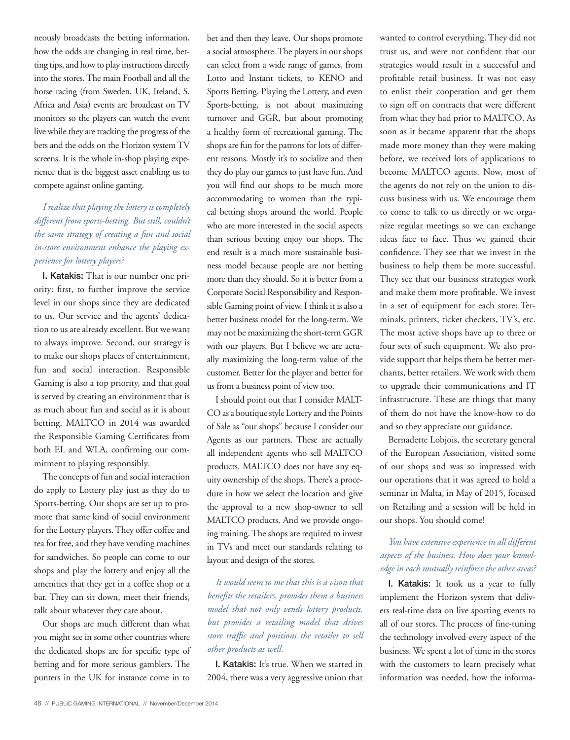neously broadcasts the betting information, how the odds are changing in real time, betting tips, and how to play instructions directly into the stores. The main Football and all the horse racing (from Sweden, UK, Ireland, S. Africa and Asia) events are broadcast on TV monitors so the players can watch the event live while they are tracking the progress of the bets and the odds on the Horizon system TV screens. It is the whole in-shop playing experience that is the biggest asset enabling us to compete against online gaming.

*I realize that playing the lottery is completely different from sports-betting. But still, couldn't the same strategy of creating a fun and social in-store environment enhance the playing experience for lottery players?*

**I. Katakis:** That is our number one priority: first, to further improve the service level in our shops since they are dedicated to us. Our service and the agents' dedication to us are already excellent. But we want to always improve. Second, our strategy is to make our shops places of entertainment, fun and social interaction. Responsible Gaming is also a top priority, and that goal is served by creating an environment that is as much about fun and social as it is about betting. MALTCO in 2014 was awarded the Responsible Gaming Certificates from both EL and WLA, confirming our commitment to playing responsibly.

The concepts of fun and social interaction do apply to Lottery play just as they do to Sports-betting. Our shops are set up to promote that same kind of social environment for the Lottery players. They offer coffee and tea for free, and they have vending machines for sandwiches. So people can come to our shops and play the lottery and enjoy all the amenities that they get in a coffee shop or a bar. They can sit down, meet their friends, talk about whatever they care about.

Our shops are much different than what you might see in some other countries where the dedicated shops are for specific type of betting and for more serious gamblers. The punters in the UK for instance come in to bet and then they leave. Our shops promote a social atmosphere. The players in our shops can select from a wide range of games, from Lotto and Instant tickets, to KENO and Sports Betting. Playing the Lottery, and even Sports-betting, is not about maximizing turnover and GGR, but about promoting a healthy form of recreational gaming. The shops are fun for the patrons for lots of different reasons. Mostly it's to socialize and then they do play our games to just have fun. And you will find our shops to be much more accommodating to women than the typical betting shops around the world. People who are more interested in the social aspects than serious betting enjoy our shops. The end result is a much more sustainable business model because people are not betting more than they should. So it is better from a Corporate Social Responsibility and Responsible Gaming point of view. I think it is also a better business model for the long-term. We may not be maximizing the short-term GGR with our players. But I believe we are actually maximizing the long-term value of the customer. Better for the player and better for us from a business point of view too.

I should point out that I consider MALTCO as a boutique style Lottery and the Points of Sale as "our shops" because I consider our Agents as our partners. These are actually all independent agents who sell MALTCO products. MALTCO does not have any equity ownership of the shops. There's a procedure in how we select the location and give the approval to a new shop-owner to sell MALTCO products. And we provide ongoing training. The shops are required to invest in TVs and meet our standards relating to layout and design of the stores.

*It would seem to me that this is a vison that benefits the retailers, provides them a business model that not only vends lottery products, but provides a retailing model that drives store traffic and positions the retailer to sell other products as well.*

**I. Katakis:** It's true. When we started in 2004, there was a very aggressive union that wanted to control everything. They did not trust us, and were not confident that our strategies would result in a successful and profitable retail business. It was not easy to enlist their cooperation and get them to sign off on contracts that were different from what they had prior to MALTCO. As soon as it became apparent that the shops made more money than they were making before, we received lots of applications to become MALTCO agents. Now, most of the agents do not rely on the union to discuss business with us. We encourage them to come to talk to us directly or we organize regular meetings so we can exchange ideas face to face. Thus we gained their confidence. They see that we invest in the business to help them be more successful. They see that our business strategies work and make them more profitable. We invest in a set of equipment for each store: Terminals, printers, ticket checkers, TV's, etc. The most active shops have up to three or four sets of such equipment. We also provide support that helps them be better merchants, better retailers. We work with them to upgrade their communications and IT infrastructure. These are things that many of them do not have the know-how to do and so they appreciate our guidance.

Bernadette Lobjois, the secretary general of the European Association, visited some of our shops and was so impressed with our operations that it was agreed to hold a seminar in Malta, in May of 2015, focused on Retailing and a session will be held in our shops. You should come!

*You have extensive experience in all different aspects of the business. How does your knowledge in each mutually reinforce the other areas?*

**I. Katakis:** It took us a year to fully implement the Horizon system that delivers real-time data on live sporting events to all of our stores. The process of fine-tuning the technology involved every aspect of the business. We spent a lot of time in the stores with the customers to learn precisely what information was needed, how the informa-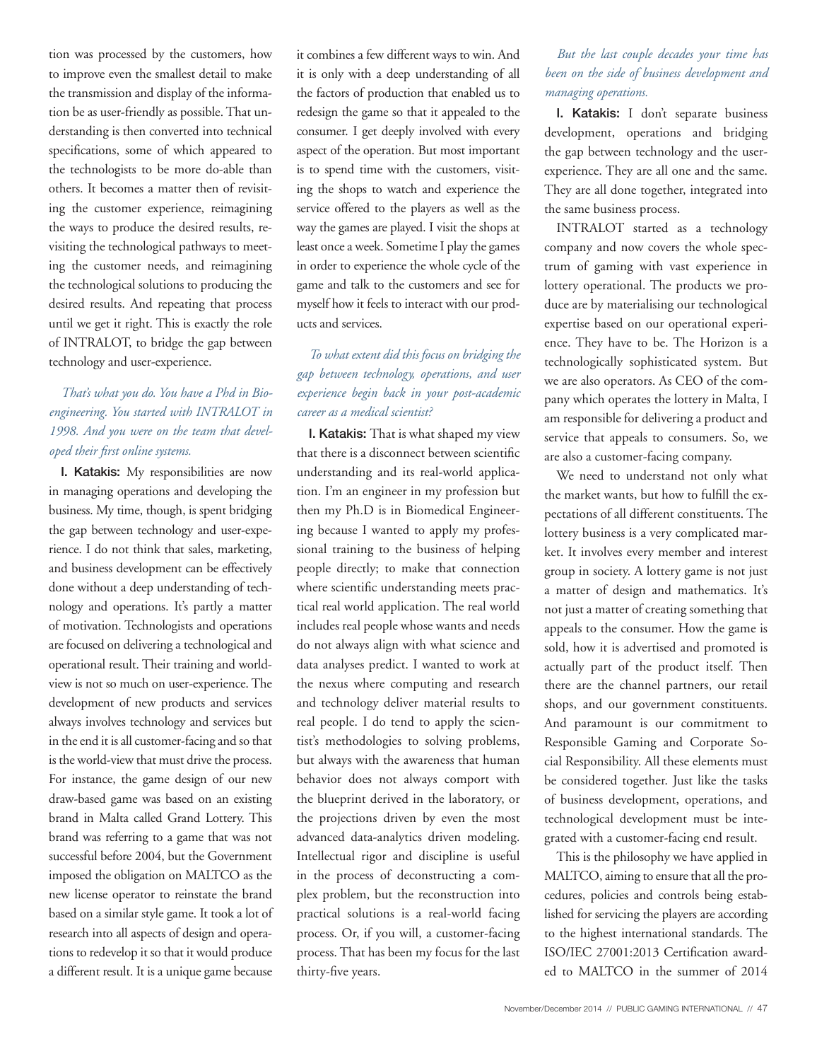tion was processed by the customers, how to improve even the smallest detail to make the transmission and display of the information be as user-friendly as possible. That understanding is then converted into technical specifications, some of which appeared to the technologists to be more do-able than others. It becomes a matter then of revisiting the customer experience, reimagining the ways to produce the desired results, revisiting the technological pathways to meeting the customer needs, and reimagining the technological solutions to producing the desired results. And repeating that process until we get it right. This is exactly the role of INTRALOT, to bridge the gap between technology and user-experience.

*That's what you do. You have a Phd in Bioengineering. You started with INTRALOT in 1998. And you were on the team that developed their first online systems.*

**I. Katakis:** My responsibilities are now in managing operations and developing the business. My time, though, is spent bridging the gap between technology and user-experience. I do not think that sales, marketing, and business development can be effectively done without a deep understanding of technology and operations. It's partly a matter of motivation. Technologists and operations are focused on delivering a technological and operational result. Their training and world-view is not so much on user-experience. The development of new products and services always involves technology and services but in the end it is all customer-facing and so that is the world-view that must drive the process. For instance, the game design of our new draw-based game was based on an existing brand in Malta called Grand Lottery. This brand was referring to a game that was not successful before 2004, but the Government imposed the obligation on MALTCO as the new license operator to reinstate the brand based on a similar style game. It took a lot of research into all aspects of design and operations to redevelop it so that it would produce a different result. It is a unique game because it combines a few different ways to win. And it is only with a deep understanding of all the factors of production that enabled us to redesign the game so that it appealed to the consumer. I get deeply involved with every aspect of the operation. But most important is to spend time with the customers, visiting the shops to watch and experience the service offered to the players as well as the way the games are played. I visit the shops at least once a week. Sometime I play the games in order to experience the whole cycle of the game and talk to the customers and see for myself how it feels to interact with our products and services.

*To what extent did this focus on bridging the gap between technology, operations, and user experience begin back in your post-academic career as a medical scientist?*

**I. Katakis:** That is what shaped my view that there is a disconnect between scientific understanding and its real-world application. I'm an engineer in my profession but then my Ph.D is in Biomedical Engineering because I wanted to apply my professional training to the business of helping people directly; to make that connection where scientific understanding meets practical real world application. The real world includes real people whose wants and needs do not always align with what science and data analyses predict. I wanted to work at the nexus where computing and research and technology deliver material results to real people. I do tend to apply the scientist's methodologies to solving problems, but always with the awareness that human behavior does not always comport with the blueprint derived in the laboratory, or the projections driven by even the most advanced data-analytics driven modeling. Intellectual rigor and discipline is useful in the process of deconstructing a complex problem, but the reconstruction into practical solutions is a real-world facing process. Or, if you will, a customer-facing process. That has been my focus for the last thirty-five years.

*But the last couple decades your time has been on the side of business development and managing operations.*

**I. Katakis:** I don't separate business development, operations and bridging the gap between technology and the user-experience. They are all one and the same. They are all done together, integrated into the same business process.

INTRALOT started as a technology company and now covers the whole spectrum of gaming with vast experience in lottery operational. The products we produce are by materialising our technological expertise based on our operational experience. They have to be. The Horizon is a technologically sophisticated system. But we are also operators. As CEO of the company which operates the lottery in Malta, I am responsible for delivering a product and service that appeals to consumers. So, we are also a customer-facing company.

We need to understand not only what the market wants, but how to fulfill the expectations of all different constituents. The lottery business is a very complicated market. It involves every member and interest group in society. A lottery game is not just a matter of design and mathematics. It's not just a matter of creating something that appeals to the consumer. How the game is sold, how it is advertised and promoted is actually part of the product itself. Then there are the channel partners, our retail shops, and our government constituents. And paramount is our commitment to Responsible Gaming and Corporate Social Responsibility. All these elements must be considered together. Just like the tasks of business development, operations, and technological development must be integrated with a customer-facing end result.

This is the philosophy we have applied in MALTCO, aiming to ensure that all the procedures, policies and controls being established for servicing the players are according to the highest international standards. The ISO/IEC 27001:2013 Certification awarded to MALTCO in the summer of 2014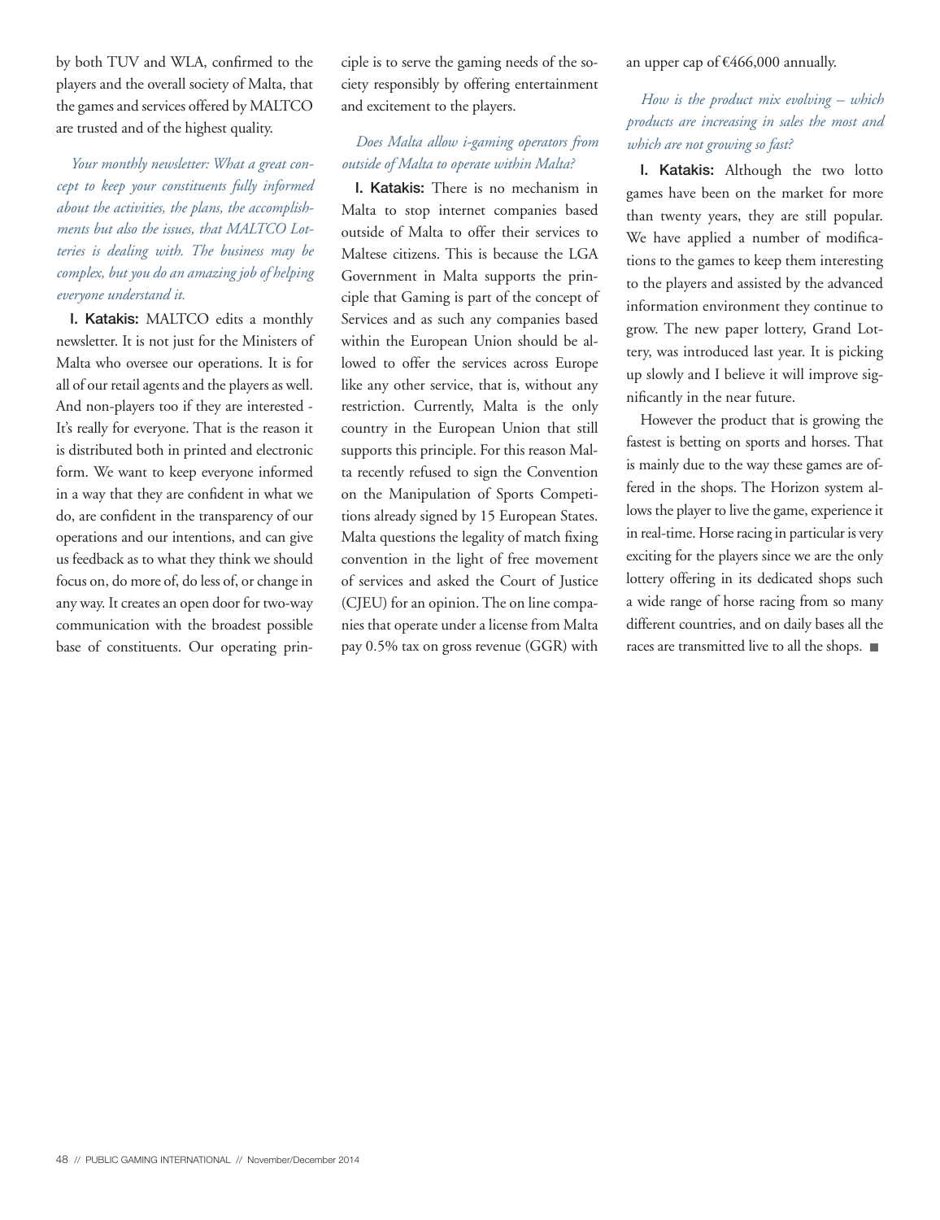by both TUV and WLA, confirmed to the players and the overall society of Malta, that the games and services offered by MALTCO are trusted and of the highest quality.

*Your monthly newsletter: What a great concept to keep your constituents fully informed about the activities, the plans, the accomplishments but also the issues, that MALTCO Lotteries is dealing with. The business may be complex, but you do an amazing job of helping everyone understand it.*

**I. Katakis:** MALTCO edits a monthly newsletter. It is not just for the Ministers of Malta who oversee our operations. It is for all of our retail agents and the players as well. And non-players too if they are interested - It's really for everyone. That is the reason it is distributed both in printed and electronic form. We want to keep everyone informed in a way that they are confident in what we do, are confident in the transparency of our operations and our intentions, and can give us feedback as to what they think we should focus on, do more of, do less of, or change in any way. It creates an open door for two-way communication with the broadest possible base of constituents. Our operating principle is to serve the gaming needs of the society responsibly by offering entertainment and excitement to the players.

*Does Malta allow i-gaming operators from outside of Malta to operate within Malta?*

**I. Katakis:** There is no mechanism in Malta to stop internet companies based outside of Malta to offer their services to Maltese citizens. This is because the LGA Government in Malta supports the principle that Gaming is part of the concept of Services and as such any companies based within the European Union should be allowed to offer the services across Europe like any other service, that is, without any restriction. Currently, Malta is the only country in the European Union that still supports this principle. For this reason Malta recently refused to sign the Convention on the Manipulation of Sports Competitions already signed by 15 European States. Malta questions the legality of match fixing convention in the light of free movement of services and asked the Court of Justice (CJEU) for an opinion. The on line companies that operate under a license from Malta pay 0.5% tax on gross revenue (GGR) with an upper cap of €466,000 annually.

*How is the product mix evolving – which products are increasing in sales the most and which are not growing so fast?*

**I. Katakis:** Although the two lotto games have been on the market for more than twenty years, they are still popular. We have applied a number of modifications to the games to keep them interesting to the players and assisted by the advanced information environment they continue to grow. The new paper lottery, Grand Lottery, was introduced last year. It is picking up slowly and I believe it will improve significantly in the near future.

However the product that is growing the fastest is betting on sports and horses. That is mainly due to the way these games are offered in the shops. The Horizon system allows the player to live the game, experience it in real-time. Horse racing in particular is very exciting for the players since we are the only lottery offering in its dedicated shops such a wide range of horse racing from so many different countries, and on daily bases all the races are transmitted live to all the shops. ■